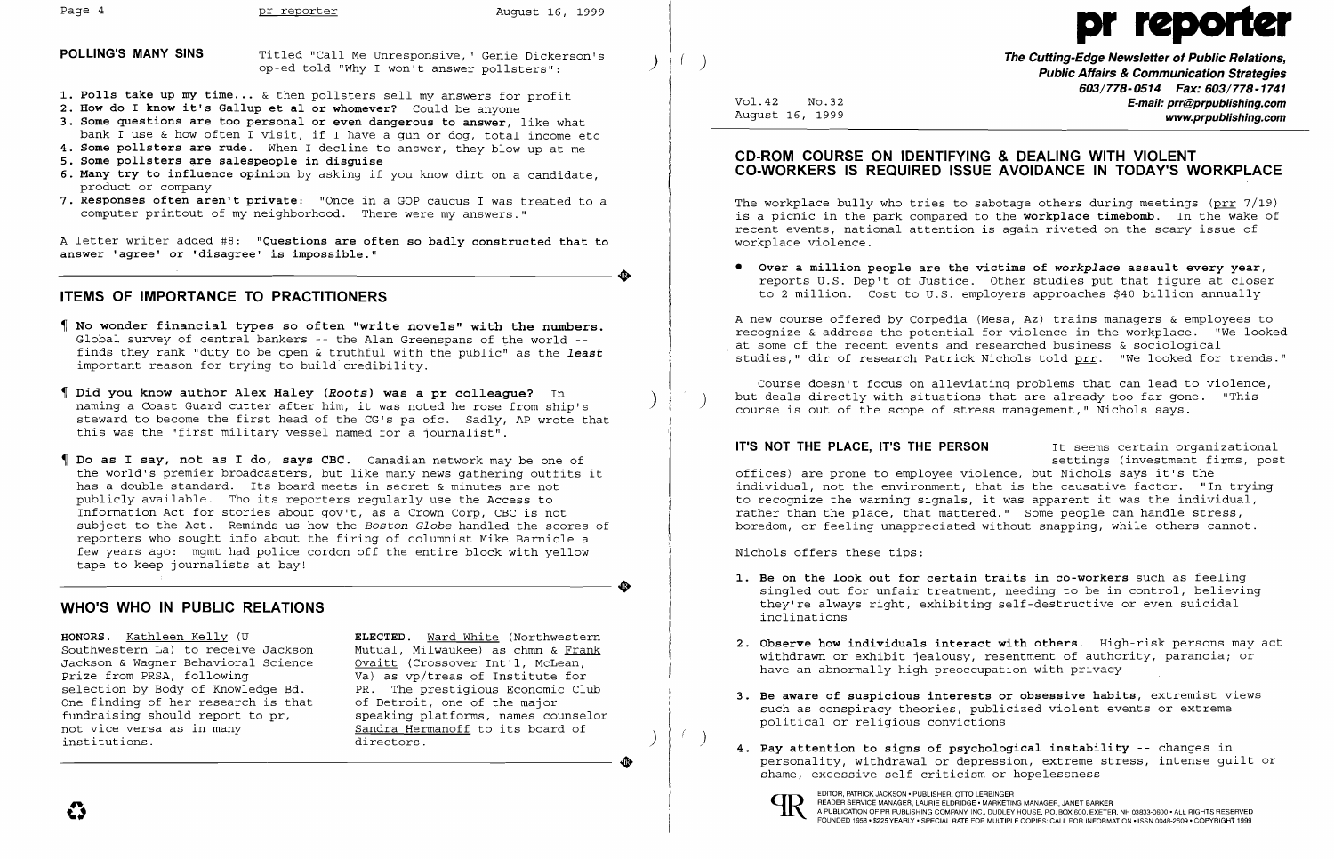## POLLING'S MANY SINS

Titled "Call Me Unresponsive," Genie Dickerson's op-ed told "Why I won't answer pollsters":

1. **Polls take up my time...** & then pollsters sell my answers for profit
2. **How do I know it's Gallup et al or whomever?** Could be anyone
3. **Some questions are too personal or even dangerous to answer**, like what bank I use & how often I visit, if I have a gun or dog, total income etc
4. **Some pollsters are rude.** When I decline to answer, they blow up at me
5. **Some pollsters are salespeople in disguise**
6. **Many try to influence opinion** by asking if you know dirt on a candidate, product or company
7. **Responses often aren't private**: "Once in a GOP caucus I was treated to a computer printout of my neighborhood. There were my answers."

A letter writer added #8: **"Questions are often so badly constructed that to answer 'agree' or 'disagree' is impossible."**

## ITEMS OF IMPORTANCE TO PRACTITIONERS

¶ **No wonder financial types so often "write novels" with the numbers.** Global survey of central bankers -- the Alan Greenspans of the world -- finds they rank "duty to be open & truthful with the public" as the *least* important reason for trying to build credibility.

¶ **Did you know author Alex Haley (*Roots*) was a pr colleague?** In naming a Coast Guard cutter after him, it was noted he rose from ship's steward to become the first head of the CG's pa ofc. Sadly, AP wrote that this was the "first military vessel named for a journalist".

¶ **Do as I say, not as I do, says CBC.** Canadian network may be one of the world's premier broadcasters, but like many news gathering outfits it has a double standard. Its board meets in secret & minutes are not publicly available. Tho its reporters regularly use the Access to Information Act for stories about gov't, as a Crown Corp, CBC is not subject to the Act. Reminds us how the *Boston Globe* handled the scores of reporters who sought info about the firing of columnist Mike Barnicle a few years ago: mgmt had police cordon off the entire block with yellow tape to keep journalists at bay!

## WHO'S WHO IN PUBLIC RELATIONS

**HONORS.** Kathleen Kelly (U Southwestern La) to receive Jackson Jackson & Wagner Behavioral Science Prize from PRSA, following selection by Body of Knowledge Bd. One finding of her research is that fundraising should report to pr, not vice versa as in many institutions.

**ELECTED.** Ward White (Northwestern Mutual, Milwaukee) as chmn & Frank Ovaitt (Crossover Int'l, McLean, Va) as vp/treas of Institute for PR. The prestigious Economic Club of Detroit, one of the major speaking platforms, names counselor Sandra Hermanoff to its board of directors.

# pr reporter

**The Cutting-Edge Newsletter of Public Relations, Public Affairs & Communication Strategies**
**603/778-0514 Fax: 603/778-1741**
**E-mail: prr@prpublishing.com**
**www.prpublishing.com**

Vol.42 No.32
August 16, 1999

## CD-ROM COURSE ON IDENTIFYING & DEALING WITH VIOLENT CO-WORKERS IS REQUIRED ISSUE AVOIDANCE IN TODAY'S WORKPLACE

The workplace bully who tries to sabotage others during meetings (prr 7/19) is a picnic in the park compared to the **workplace timebomb**. In the wake of recent events, national attention is again riveted on the scary issue of workplace violence.

- **Over a million people are the victims of *workplace* assault every year**, reports U.S. Dep't of Justice. Other studies put that figure at closer to 2 million. Cost to U.S. employers approaches $40 billion annually

A new course offered by Corpedia (Mesa, Az) trains managers & employees to recognize & address the potential for violence in the workplace. "We looked at some of the recent events and researched business & sociological studies," dir of research Patrick Nichols told prr. "We looked for trends."

Course doesn't focus on alleviating problems that can lead to violence, but deals directly with situations that are already too far gone. "This course is out of the scope of stress management," Nichols says.

**IT'S NOT THE PLACE, IT'S THE PERSON** It seems certain organizational settings (investment firms, post offices) are prone to employee violence, but Nichols says it's the individual, not the environment, that is the causative factor. "In trying to recognize the warning signals, it was apparent it was the individual, rather than the place, that mattered." Some people can handle stress, boredom, or feeling unappreciated without snapping, while others cannot.

Nichols offers these tips:

1. **Be on the look out for certain traits in co-workers** such as feeling singled out for unfair treatment, needing to be in control, believing they're always right, exhibiting self-destructive or even suicidal inclinations
2. **Observe how individuals interact with others.** High-risk persons may act withdrawn or exhibit jealousy, resentment of authority, paranoia; or have an abnormally high preoccupation with privacy
3. **Be aware of suspicious interests or obsessive habits,** extremist views such as conspiracy theories, publicized violent events or extreme political or religious convictions
4. **Pay attention to signs of psychological instability** -- changes in personality, withdrawal or depression, extreme stress, intense guilt or shame, excessive self-criticism or hopelessness

EDITOR, PATRICK JACKSON • PUBLISHER, OTTO LERBINGER
READER SERVICE MANAGER, LAURIE ELDRIDGE • MARKETING MANAGER, JANET BARKER
A PUBLICATION OF PR PUBLISHING COMPANY, INC., DUDLEY HOUSE, P.O. BOX 600, EXETER, NH 03833-0600 • ALL RIGHTS RESERVED
FOUNDED 1958 • $225 YEARLY • SPECIAL RATE FOR MULTIPLE COPIES: CALL FOR INFORMATION • ISSN 0048-2609 • COPYRIGHT 1999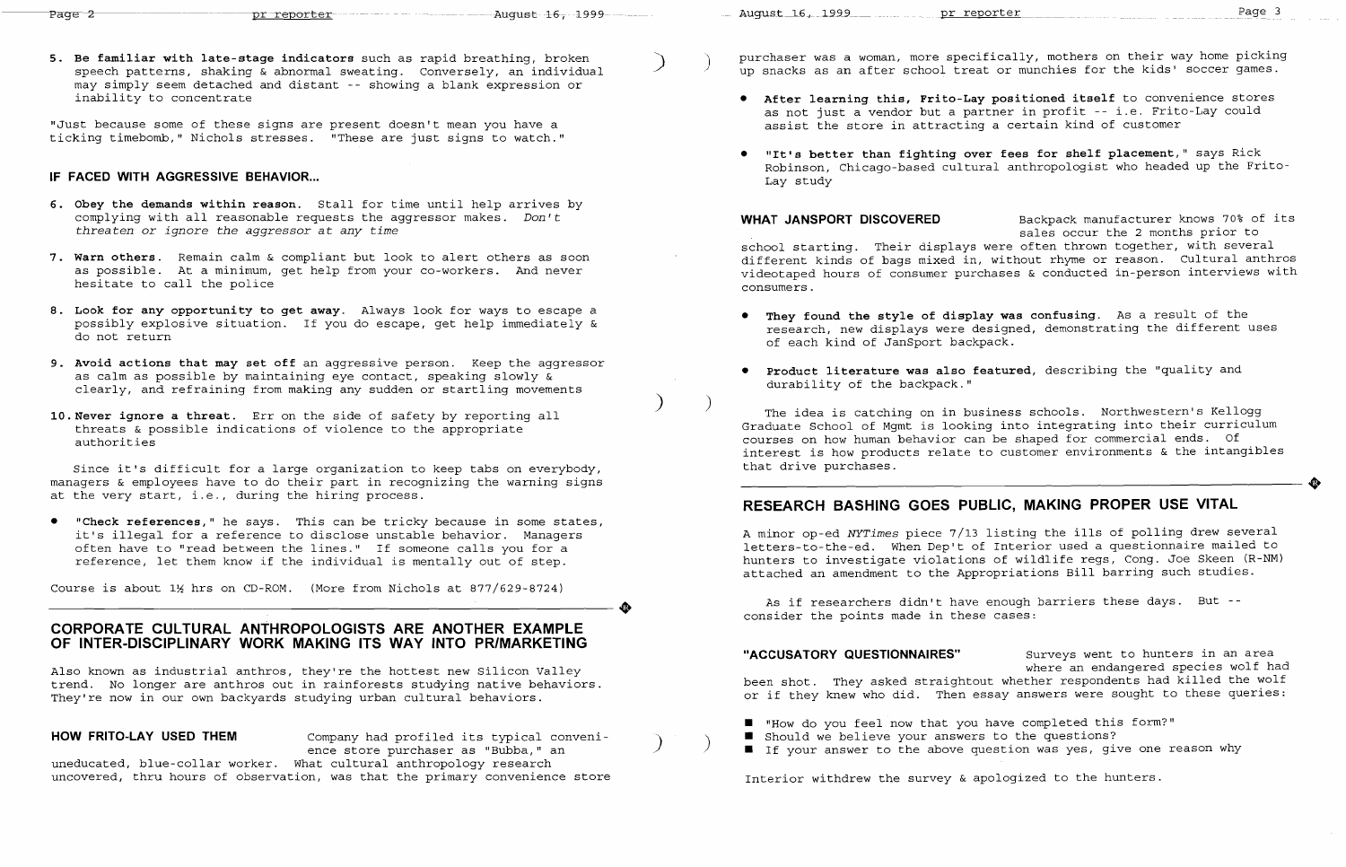5. **Be familiar with late-stage indicators** such as rapid breathing, broken speech patterns, shaking & abnormal sweating. Conversely, an individual may simply seem detached and distant -- showing a blank expression or inability to concentrate

"Just because some of these signs are present doesn't mean you have a ticking timebomb," Nichols stresses. "These are just signs to watch."

### IF FACED WITH AGGRESSIVE BEHAVIOR...

6. **Obey the demands within reason.** Stall for time until help arrives by complying with all reasonable requests the aggressor makes. *Don't threaten or ignore the aggressor at any time*

7. **Warn others.** Remain calm & compliant but look to alert others as soon as possible. At a minimum, get help from your co-workers. And never hesitate to call the police

8. **Look for any opportunity to get away.** Always look for ways to escape a possibly explosive situation. If you do escape, get help immediately & do not return

9. **Avoid actions that may set off** an aggressive person. Keep the aggressor as calm as possible by maintaining eye contact, speaking slowly & clearly, and refraining from making any sudden or startling movements

10. **Never ignore a threat.** Err on the side of safety by reporting all threats & possible indications of violence to the appropriate authorities

Since it's difficult for a large organization to keep tabs on everybody, managers & employees have to do their part in recognizing the warning signs at the very start, i.e., during the hiring process.

- **"Check references,"** he says. This can be tricky because in some states, it's illegal for a reference to disclose unstable behavior. Managers often have to "read between the lines." If someone calls you for a reference, let them know if the individual is mentally out of step.

Course is about 1½ hrs on CD-ROM. (More from Nichols at 877/629-8724)

## CORPORATE CULTURAL ANTHROPOLOGISTS ARE ANOTHER EXAMPLE OF INTER-DISCIPLINARY WORK MAKING ITS WAY INTO PR/MARKETING

Also known as industrial anthros, they're the hottest new Silicon Valley trend. No longer are anthros out in rainforests studying native behaviors. They're now in our own backyards studying urban cultural behaviors.

**HOW FRITO-LAY USED THEM** Company had profiled its typical convenience store purchaser as "Bubba," an uneducated, blue-collar worker. What cultural anthropology research uncovered, thru hours of observation, was that the primary convenience store purchaser was a woman, more specifically, mothers on their way home picking up snacks as an after school treat or munchies for the kids' soccer games.

- **After learning this, Frito-Lay positioned itself** to convenience stores as not just a vendor but a partner in profit -- i.e. Frito-Lay could assist the store in attracting a certain kind of customer
- **"It's better than fighting over fees for shelf placement,"** says Rick Robinson, Chicago-based cultural anthropologist who headed up the Frito-Lay study

**WHAT JANSPORT DISCOVERED** Backpack manufacturer knows 70% of its sales occur the 2 months prior to school starting. Their displays were often thrown together, with several different kinds of bags mixed in, without rhyme or reason. Cultural anthros videotaped hours of consumer purchases & conducted in-person interviews with consumers.

- **They found the style of display was confusing.** As a result of the research, new displays were designed, demonstrating the different uses of each kind of JanSport backpack.
- **Product literature was also featured,** describing the "quality and durability of the backpack."

The idea is catching on in business schools. Northwestern's Kellogg Graduate School of Mgmt is looking into integrating into their curriculum courses on how human behavior can be shaped for commercial ends. Of interest is how products relate to customer environments & the intangibles that drive purchases.

## RESEARCH BASHING GOES PUBLIC, MAKING PROPER USE VITAL

A minor op-ed *NYTimes* piece 7/13 listing the ills of polling drew several letters-to-the-ed. When Dep't of Interior used a questionnaire mailed to hunters to investigate violations of wildlife regs, Cong. Joe Skeen (R-NM) attached an amendment to the Appropriations Bill barring such studies.

As if researchers didn't have enough barriers these days. But -- consider the points made in these cases:

**"ACCUSATORY QUESTIONNAIRES"** Surveys went to hunters in an area where an endangered species wolf had been shot. They asked straightout whether respondents had killed the wolf or if they knew who did. Then essay answers were sought to these queries:

- "How do you feel now that you have completed this form?"
- Should we believe your answers to the questions?
- If your answer to the above question was yes, give one reason why

Interior withdrew the survey & apologized to the hunters.